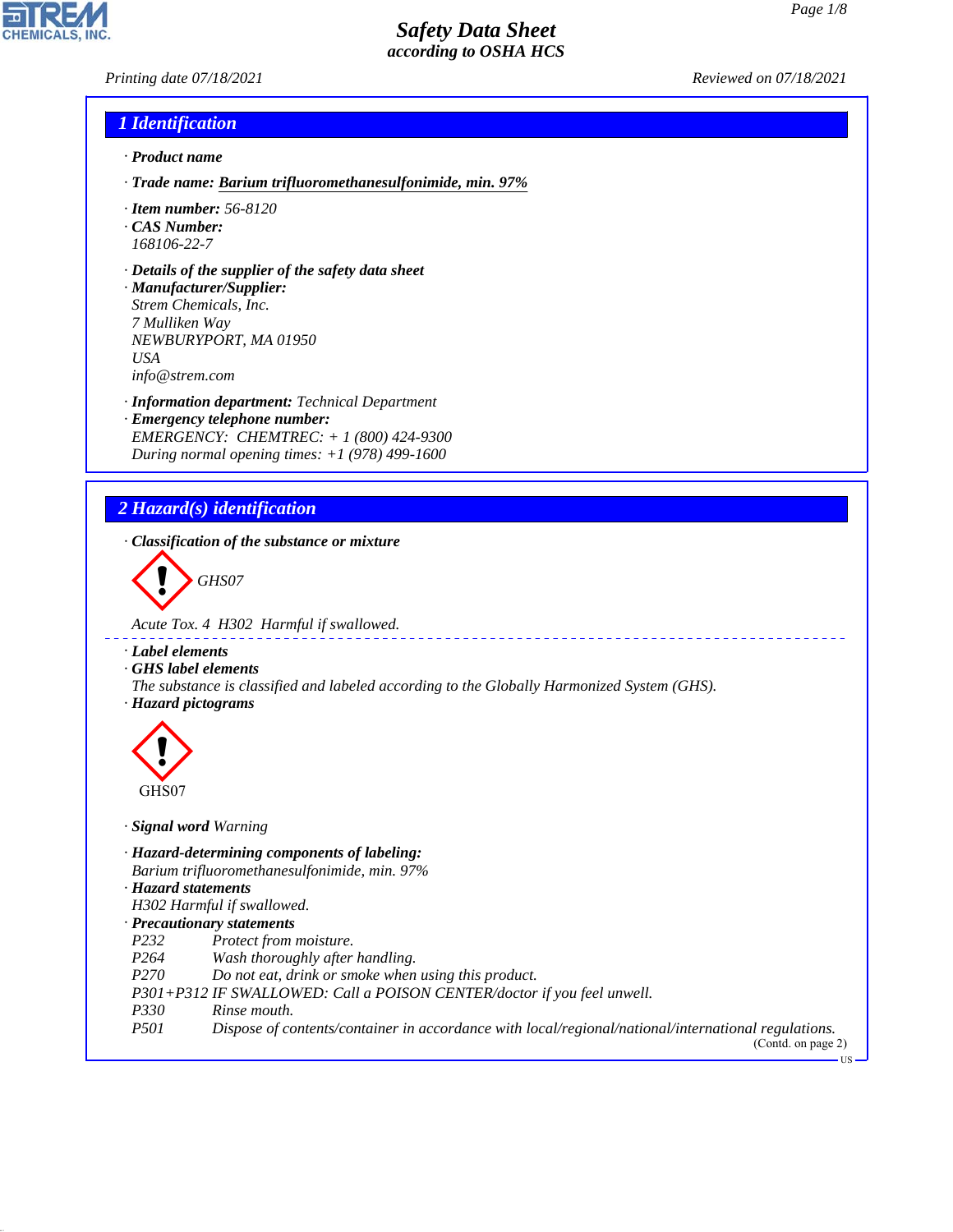# Safety Data Sheet
## according to OSHA HCS

Printing date 07/18/2021 Reviewed on 07/18/2021

## 1 Identification

· **Product name**

· **Trade name:** **Barium trifluoromethanesulfonimide, min. 97%**

· **Item number:** 56-8120
· **CAS Number:**
168106-22-7

· **Details of the supplier of the safety data sheet**
· **Manufacturer/Supplier:**
Strem Chemicals, Inc.
7 Mulliken Way
NEWBURYPORT, MA 01950
USA
info@strem.com

· **Information department:** Technical Department
· **Emergency telephone number:**
EMERGENCY: CHEMTREC: + 1 (800) 424-9300
During normal opening times: +1 (978) 499-1600

## 2 Hazard(s) identification

· **Classification of the substance or mixture**

GHS07

Acute Tox. 4 H302 Harmful if swallowed.

· **Label elements**
· **GHS label elements**
The substance is classified and labeled according to the Globally Harmonized System (GHS).
· **Hazard pictograms**

GHS07

· **Signal word** Warning

· **Hazard-determining components of labeling:**
Barium trifluoromethanesulfonimide, min. 97%
· **Hazard statements**
H302 Harmful if swallowed.
· **Precautionary statements**

| | |
|---|---|
| P232 | Protect from moisture. |
| P264 | Wash thoroughly after handling. |
| P270 | Do not eat, drink or smoke when using this product. |
| P301+P312 | IF SWALLOWED: Call a POISON CENTER/doctor if you feel unwell. |
| P330 | Rinse mouth. |
| P501 | Dispose of contents/container in accordance with local/regional/national/international regulations. |

(Contd. on page 2)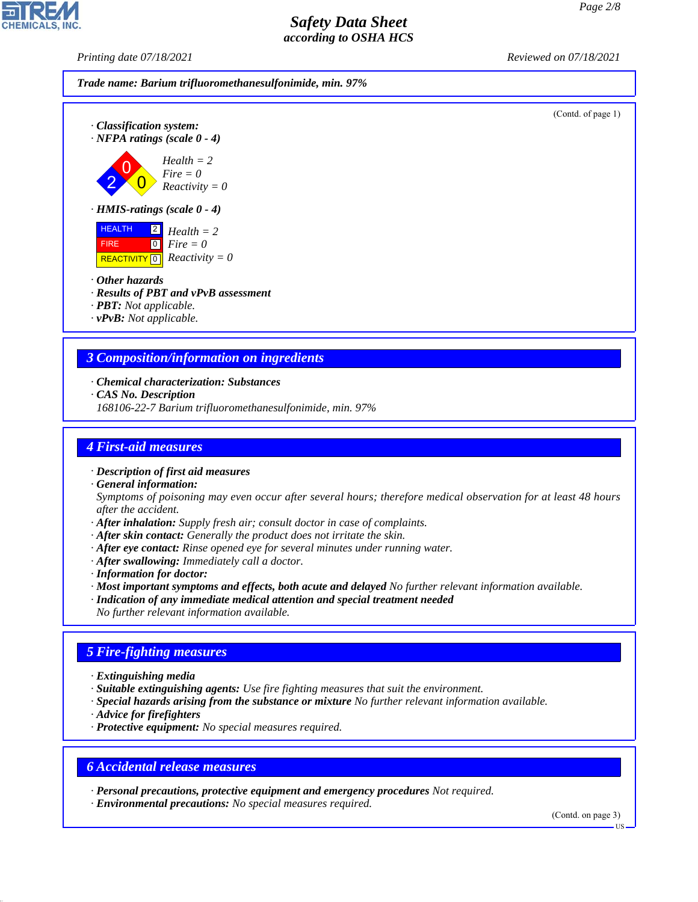**Trade name: Barium trifluoromethanesulfonimide, min. 97%**

(Contd. of page 1)

· **Classification system:**
· **NFPA ratings (scale 0 - 4)**

Health = 2
Fire = 0
Reactivity = 0

· **HMIS-ratings (scale 0 - 4)**

| | | |
|---|---|---|
| HEALTH | 2 | Health = 2 |
| FIRE | 0 | Fire = 0 |
| REACTIVITY | 0 | Reactivity = 0 |

· **Other hazards**
· **Results of PBT and vPvB assessment**
· **PBT:** Not applicable.
· **vPvB:** Not applicable.

## 3 Composition/information on ingredients

· **Chemical characterization: Substances**
· **CAS No. Description**
168106-22-7 Barium trifluoromethanesulfonimide, min. 97%

## 4 First-aid measures

· **Description of first aid measures**
· **General information:**
Symptoms of poisoning may even occur after several hours; therefore medical observation for at least 48 hours after the accident.
· **After inhalation:** Supply fresh air; consult doctor in case of complaints.
· **After skin contact:** Generally the product does not irritate the skin.
· **After eye contact:** Rinse opened eye for several minutes under running water.
· **After swallowing:** Immediately call a doctor.
· **Information for doctor:**
· **Most important symptoms and effects, both acute and delayed** No further relevant information available.
· **Indication of any immediate medical attention and special treatment needed**
No further relevant information available.

## 5 Fire-fighting measures

· **Extinguishing media**
· **Suitable extinguishing agents:** Use fire fighting measures that suit the environment.
· **Special hazards arising from the substance or mixture** No further relevant information available.
· **Advice for firefighters**
· **Protective equipment:** No special measures required.

## 6 Accidental release measures

· **Personal precautions, protective equipment and emergency procedures** Not required.
· **Environmental precautions:** No special measures required.

(Contd. on page 3)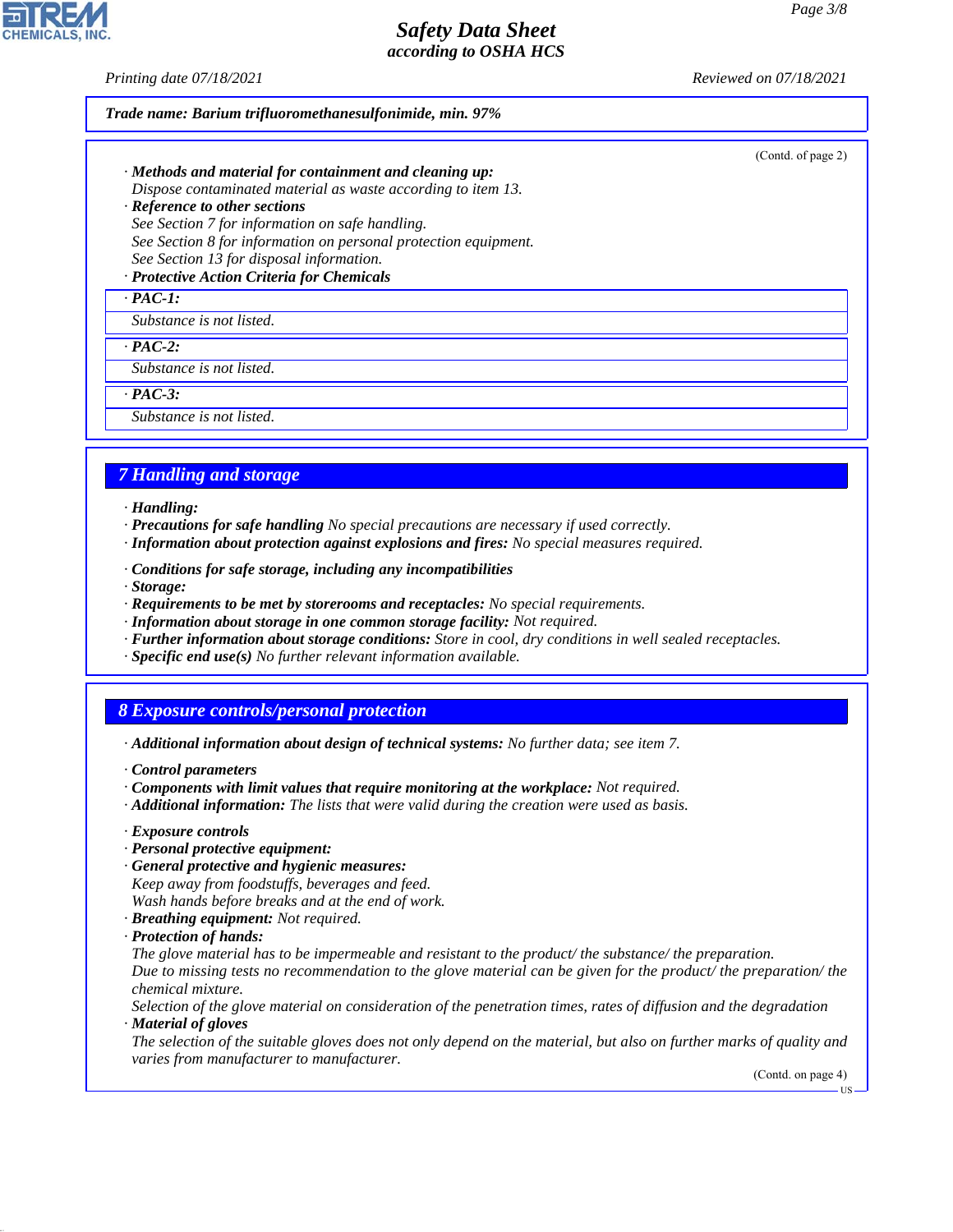Trade name: Barium trifluoromethanesulfonimide, min. 97%

(Contd. of page 2)

· **Methods and material for containment and cleaning up:**
Dispose contaminated material as waste according to item 13.

· **Reference to other sections**
See Section 7 for information on safe handling.
See Section 8 for information on personal protection equipment.
See Section 13 for disposal information.

· **Protective Action Criteria for Chemicals**

· **PAC-1:**
Substance is not listed.

· **PAC-2:**
Substance is not listed.

· **PAC-3:**
Substance is not listed.

## 7 Handling and storage

· **Handling:**
· **Precautions for safe handling** No special precautions are necessary if used correctly.
· **Information about protection against explosions and fires:** No special measures required.

· **Conditions for safe storage, including any incompatibilities**
· **Storage:**
· **Requirements to be met by storerooms and receptacles:** No special requirements.
· **Information about storage in one common storage facility:** Not required.
· **Further information about storage conditions:** Store in cool, dry conditions in well sealed receptacles.
· **Specific end use(s)** No further relevant information available.

## 8 Exposure controls/personal protection

· **Additional information about design of technical systems:** No further data; see item 7.

· **Control parameters**
· **Components with limit values that require monitoring at the workplace:** Not required.
· **Additional information:** The lists that were valid during the creation were used as basis.

· **Exposure controls**
· **Personal protective equipment:**
· **General protective and hygienic measures:**
Keep away from foodstuffs, beverages and feed.
Wash hands before breaks and at the end of work.
· **Breathing equipment:** Not required.
· **Protection of hands:**
The glove material has to be impermeable and resistant to the product/ the substance/ the preparation.
Due to missing tests no recommendation to the glove material can be given for the product/ the preparation/ the chemical mixture.
Selection of the glove material on consideration of the penetration times, rates of diffusion and the degradation
· **Material of gloves**
The selection of the suitable gloves does not only depend on the material, but also on further marks of quality and varies from manufacturer to manufacturer.

(Contd. on page 4)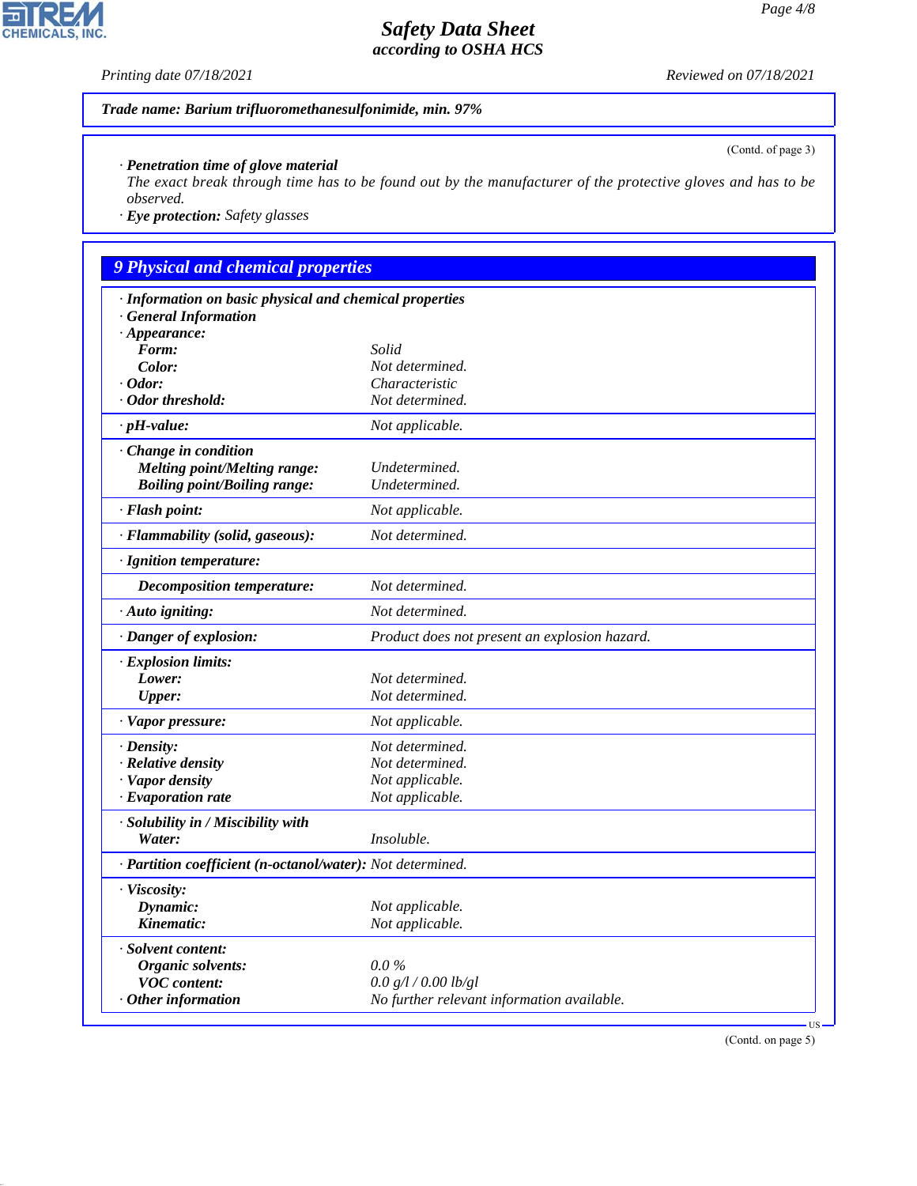**Trade name: Barium trifluoromethanesulfonimide, min. 97%**

(Contd. of page 3)

· **Penetration time of glove material**
The exact break through time has to be found out by the manufacturer of the protective gloves and has to be observed.

· **Eye protection:** Safety glasses

## 9 Physical and chemical properties

| | |
|---|---|
| · **Information on basic physical and chemical properties** | |
| · **General Information** | |
| · **Appearance:** | |
| **Form:** | Solid |
| **Color:** | Not determined. |
| · **Odor:** | Characteristic |
| · **Odor threshold:** | Not determined. |
| · **pH-value:** | Not applicable. |
| · **Change in condition** | |
| **Melting point/Melting range:** | Undetermined. |
| **Boiling point/Boiling range:** | Undetermined. |
| · **Flash point:** | Not applicable. |
| · **Flammability (solid, gaseous):** | Not determined. |
| · **Ignition temperature:** | |
| **Decomposition temperature:** | Not determined. |
| · **Auto igniting:** | Not determined. |
| · **Danger of explosion:** | Product does not present an explosion hazard. |
| · **Explosion limits:** | |
| **Lower:** | Not determined. |
| **Upper:** | Not determined. |
| · **Vapor pressure:** | Not applicable. |
| · **Density:** | Not determined. |
| · **Relative density** | Not determined. |
| · **Vapor density** | Not applicable. |
| · **Evaporation rate** | Not applicable. |
| · **Solubility in / Miscibility with** | |
| **Water:** | Insoluble. |
| · **Partition coefficient (n-octanol/water):** | Not determined. |
| · **Viscosity:** | |
| **Dynamic:** | Not applicable. |
| **Kinematic:** | Not applicable. |
| · **Solvent content:** | |
| **Organic solvents:** | 0.0 % |
| **VOC content:** | 0.0 g/l / 0.00 lb/gl |
| · **Other information** | No further relevant information available. |

(Contd. on page 5)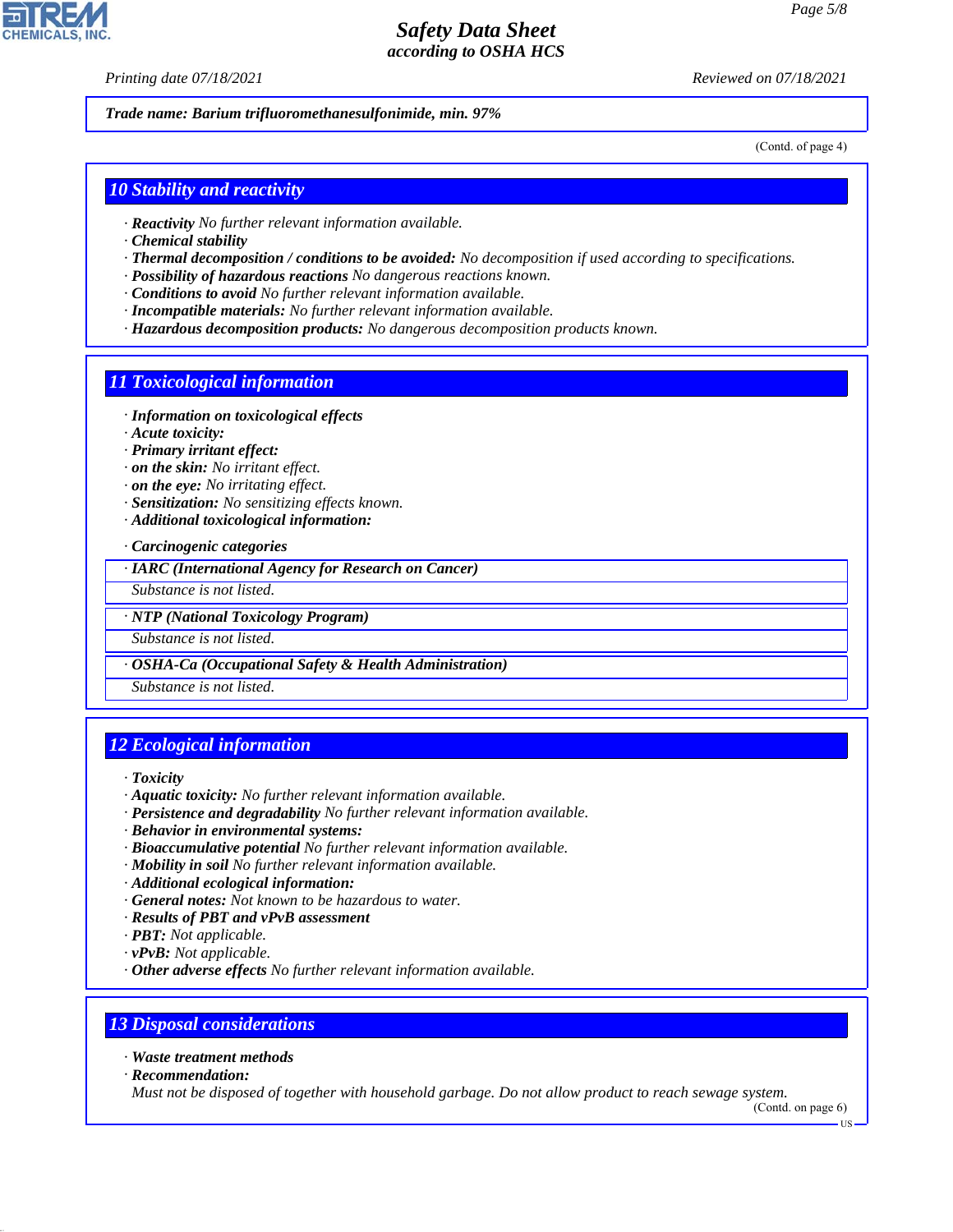*Trade name: Barium trifluoromethanesulfonimide, min. 97%*

(Contd. of page 4)

## 10 Stability and reactivity

· **Reactivity** No further relevant information available.
· **Chemical stability**
· **Thermal decomposition / conditions to be avoided:** No decomposition if used according to specifications.
· **Possibility of hazardous reactions** No dangerous reactions known.
· **Conditions to avoid** No further relevant information available.
· **Incompatible materials:** No further relevant information available.
· **Hazardous decomposition products:** No dangerous decomposition products known.

## 11 Toxicological information

· **Information on toxicological effects**
· **Acute toxicity:**
· **Primary irritant effect:**
· **on the skin:** No irritant effect.
· **on the eye:** No irritating effect.
· **Sensitization:** No sensitizing effects known.
· **Additional toxicological information:**

· **Carcinogenic categories**

| · IARC (International Agency for Research on Cancer) |
|---|
| Substance is not listed. |

| · NTP (National Toxicology Program) |
|---|
| Substance is not listed. |

| · OSHA-Ca (Occupational Safety & Health Administration) |
|---|
| Substance is not listed. |

## 12 Ecological information

· **Toxicity**
· **Aquatic toxicity:** No further relevant information available.
· **Persistence and degradability** No further relevant information available.
· **Behavior in environmental systems:**
· **Bioaccumulative potential** No further relevant information available.
· **Mobility in soil** No further relevant information available.
· **Additional ecological information:**
· **General notes:** Not known to be hazardous to water.
· **Results of PBT and vPvB assessment**
· **PBT:** Not applicable.
· **vPvB:** Not applicable.
· **Other adverse effects** No further relevant information available.

## 13 Disposal considerations

· **Waste treatment methods**
· **Recommendation:**
Must not be disposed of together with household garbage. Do not allow product to reach sewage system.

(Contd. on page 6)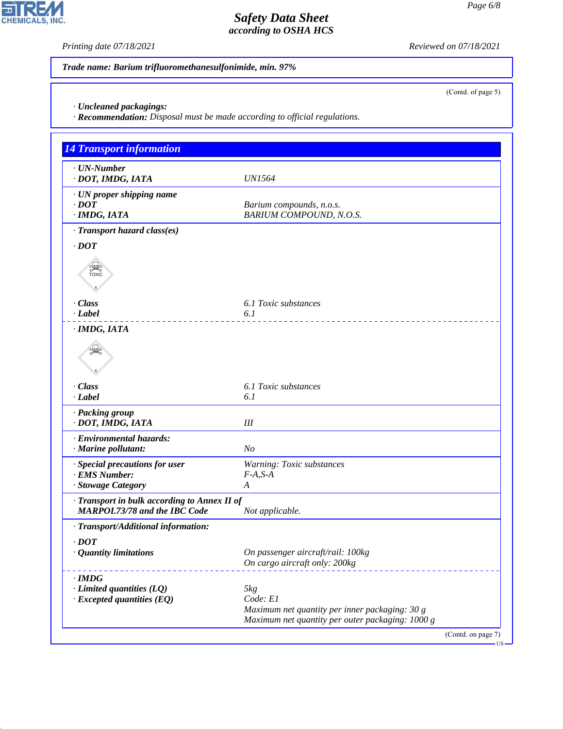**Trade name: Barium trifluoromethanesulfonimide, min. 97%**

(Contd. of page 5)

· **Uncleaned packagings:**
· **Recommendation:** Disposal must be made according to official regulations.

## 14 Transport information

| | |
|---|---|
| · **UN-Number** | |
| · **DOT, IMDG, IATA** | UN1564 |
| · **UN proper shipping name** | |
| · **DOT** | Barium compounds, n.o.s. |
| · **IMDG, IATA** | BARIUM COMPOUND, N.O.S. |
| · **Transport hazard class(es)** | |
| · **DOT** | |
| · **Class** | 6.1 Toxic substances |
| · **Label** | 6.1 |
| · **IMDG, IATA** | |
| · **Class** | 6.1 Toxic substances |
| · **Label** | 6.1 |
| · **Packing group** | |
| · **DOT, IMDG, IATA** | III |
| · **Environmental hazards:** | |
| · **Marine pollutant:** | No |
| · **Special precautions for user** | Warning: Toxic substances |
| · **EMS Number:** | F-A,S-A |
| · **Stowage Category** | A |
| · **Transport in bulk according to Annex II of MARPOL73/78 and the IBC Code** | Not applicable. |
| · **Transport/Additional information:** | |
| · **DOT** | |
| · **Quantity limitations** | On passenger aircraft/rail: 100kg<br>On cargo aircraft only: 200kg |
| · **IMDG** | |
| · **Limited quantities (LQ)** | 5kg |
| · **Excepted quantities (EQ)** | Code: E1<br>Maximum net quantity per inner packaging: 30 g<br>Maximum net quantity per outer packaging: 1000 g |

(Contd. on page 7)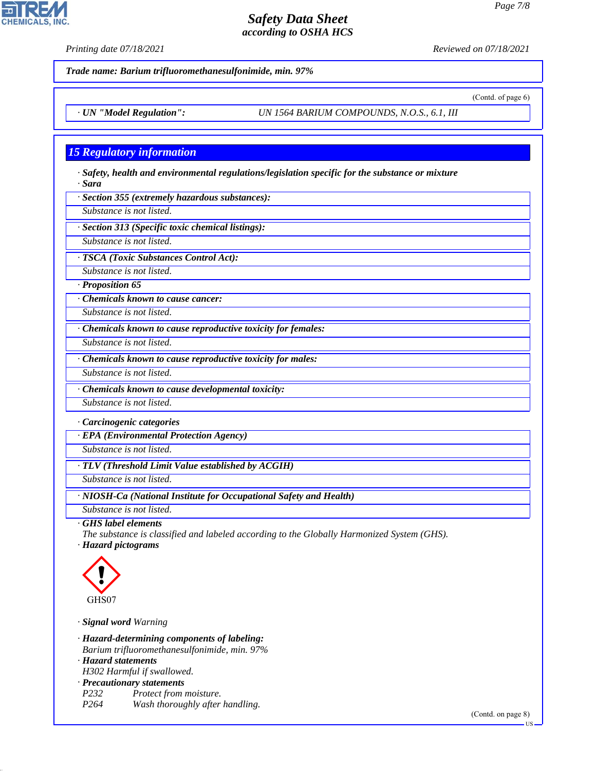**Trade name: Barium trifluoromethanesulfonimide, min. 97%**

(Contd. of page 6)

· **UN "Model Regulation":** UN 1564 BARIUM COMPOUNDS, N.O.S., 6.1, III

## 15 Regulatory information

· **Safety, health and environmental regulations/legislation specific for the substance or mixture**
· **Sara**

· **Section 355 (extremely hazardous substances):**
Substance is not listed.

· **Section 313 (Specific toxic chemical listings):**
Substance is not listed.

· **TSCA (Toxic Substances Control Act):**
Substance is not listed.

· **Proposition 65**

· **Chemicals known to cause cancer:**
Substance is not listed.

· **Chemicals known to cause reproductive toxicity for females:**
Substance is not listed.

· **Chemicals known to cause reproductive toxicity for males:**
Substance is not listed.

· **Chemicals known to cause developmental toxicity:**
Substance is not listed.

· **Carcinogenic categories**

· **EPA (Environmental Protection Agency)**
Substance is not listed.

· **TLV (Threshold Limit Value established by ACGIH)**
Substance is not listed.

· **NIOSH-Ca (National Institute for Occupational Safety and Health)**
Substance is not listed.

· **GHS label elements**
The substance is classified and labeled according to the Globally Harmonized System (GHS).
· **Hazard pictograms**

GHS07

· **Signal word** Warning

· **Hazard-determining components of labeling:**
Barium trifluoromethanesulfonimide, min. 97%
· **Hazard statements**
H302 Harmful if swallowed.
· **Precautionary statements**
P232 Protect from moisture.
P264 Wash thoroughly after handling.

(Contd. on page 8)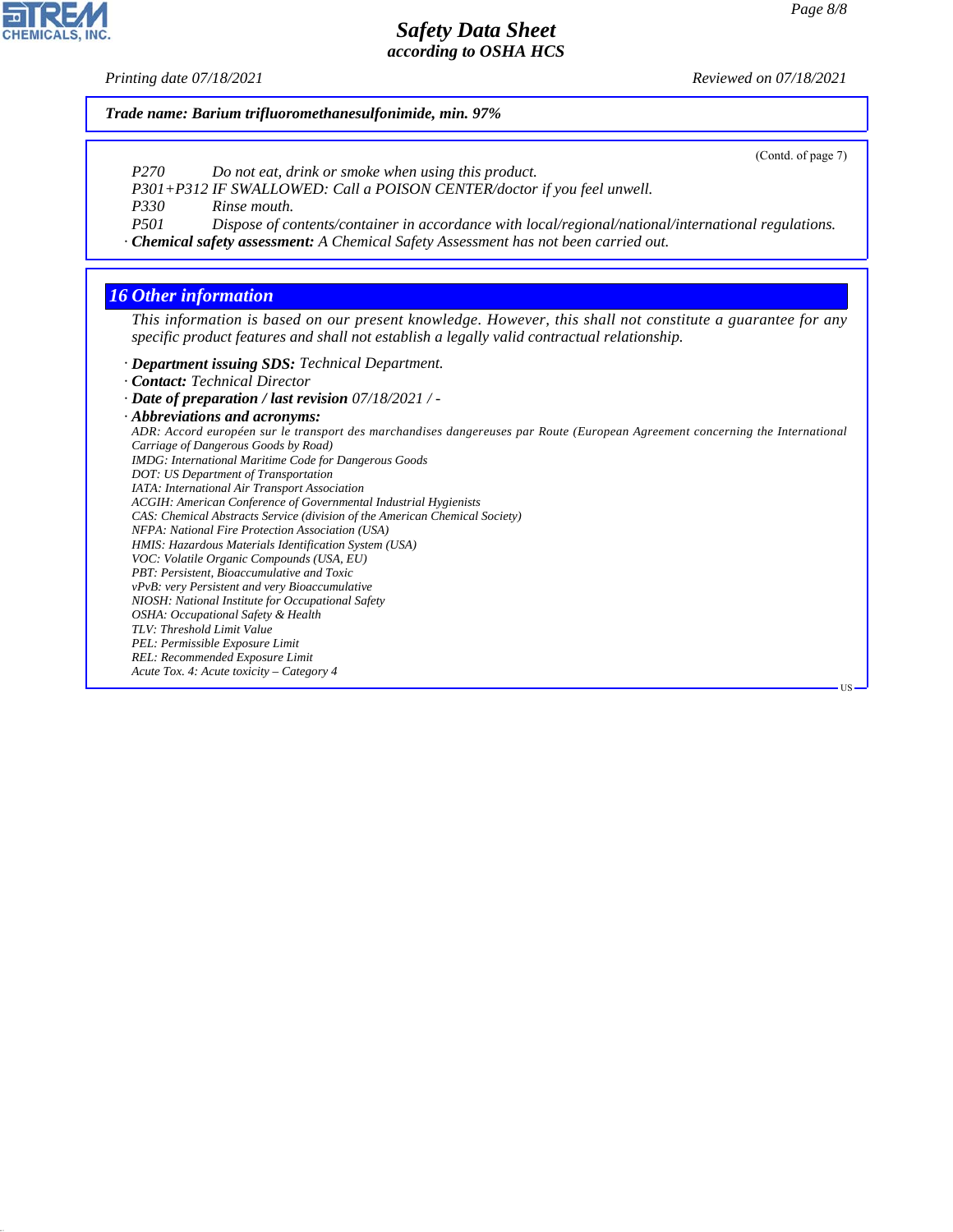(Contd. of page 7)

P270 Do not eat, drink or smoke when using this product.
P301+P312 IF SWALLOWED: Call a POISON CENTER/doctor if you feel unwell.
P330 Rinse mouth.
P501 Dispose of contents/container in accordance with local/regional/national/international regulations.

· **Chemical safety assessment:** A Chemical Safety Assessment has not been carried out.

## 16 Other information

This information is based on our present knowledge. However, this shall not constitute a guarantee for any specific product features and shall not establish a legally valid contractual relationship.

· **Department issuing SDS:** Technical Department.
· **Contact:** Technical Director
· **Date of preparation / last revision** 07/18/2021 / -
· **Abbreviations and acronyms:**

ADR: Accord européen sur le transport des marchandises dangereuses par Route (European Agreement concerning the International Carriage of Dangerous Goods by Road)
IMDG: International Maritime Code for Dangerous Goods
DOT: US Department of Transportation
IATA: International Air Transport Association
ACGIH: American Conference of Governmental Industrial Hygienists
CAS: Chemical Abstracts Service (division of the American Chemical Society)
NFPA: National Fire Protection Association (USA)
HMIS: Hazardous Materials Identification System (USA)
VOC: Volatile Organic Compounds (USA, EU)
PBT: Persistent, Bioaccumulative and Toxic
vPvB: very Persistent and very Bioaccumulative
NIOSH: National Institute for Occupational Safety
OSHA: Occupational Safety & Health
TLV: Threshold Limit Value
PEL: Permissible Exposure Limit
REL: Recommended Exposure Limit
Acute Tox. 4: Acute toxicity – Category 4